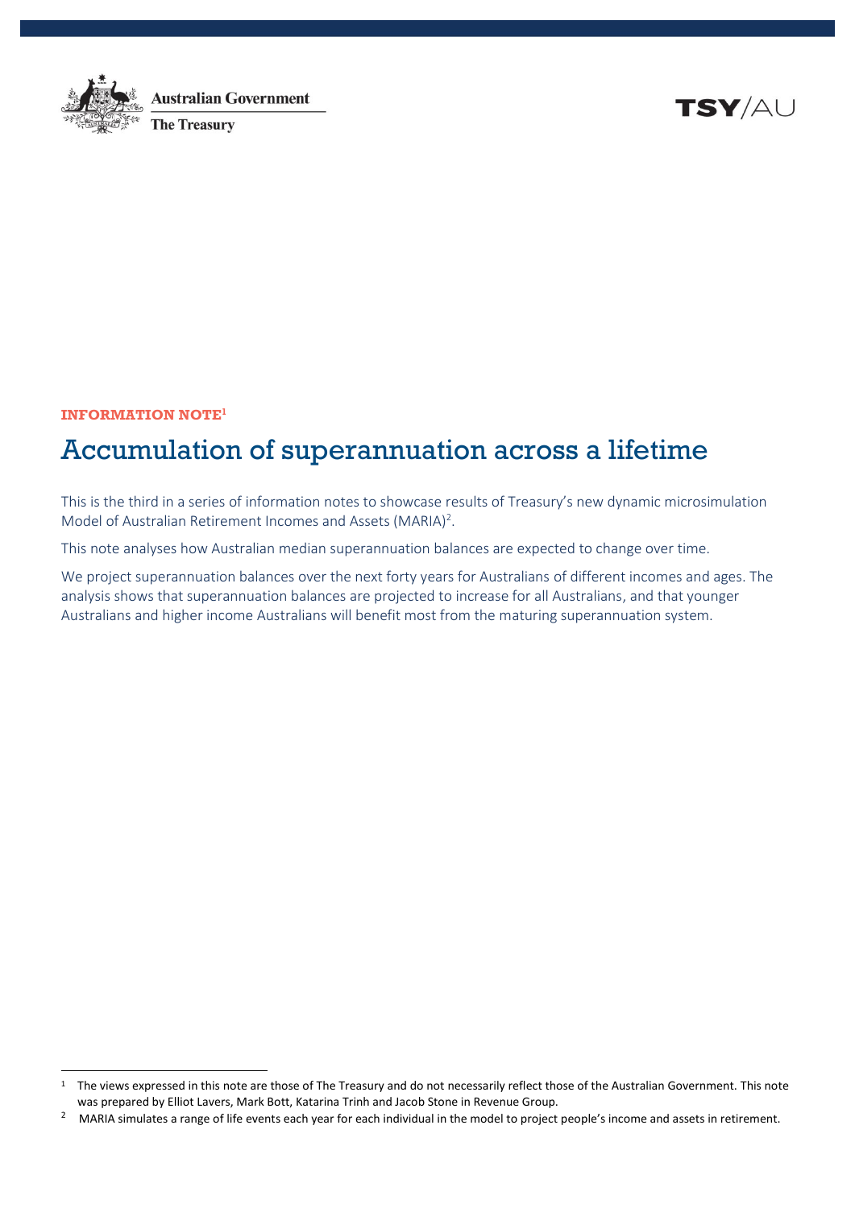Australian Government

The Treasury

TSY/AU

**INFORMATION NOTE**[1]

# Accumulation of superannuation across a lifetime

This is the third in a series of information notes to showcase results of Treasury's new dynamic microsimulation Model of Australian Retirement Incomes and Assets (MARIA)[2].

This note analyses how Australian median superannuation balances are expected to change over time.

We project superannuation balances over the next forty years for Australians of different incomes and ages. The analysis shows that superannuation balances are projected to increase for all Australians, and that younger Australians and higher income Australians will benefit most from the maturing superannuation system.

---

[1] The views expressed in this note are those of The Treasury and do not necessarily reflect those of the Australian Government. This note was prepared by Elliot Lavers, Mark Bott, Katarina Trinh and Jacob Stone in Revenue Group.

[2] MARIA simulates a range of life events each year for each individual in the model to project people's income and assets in retirement.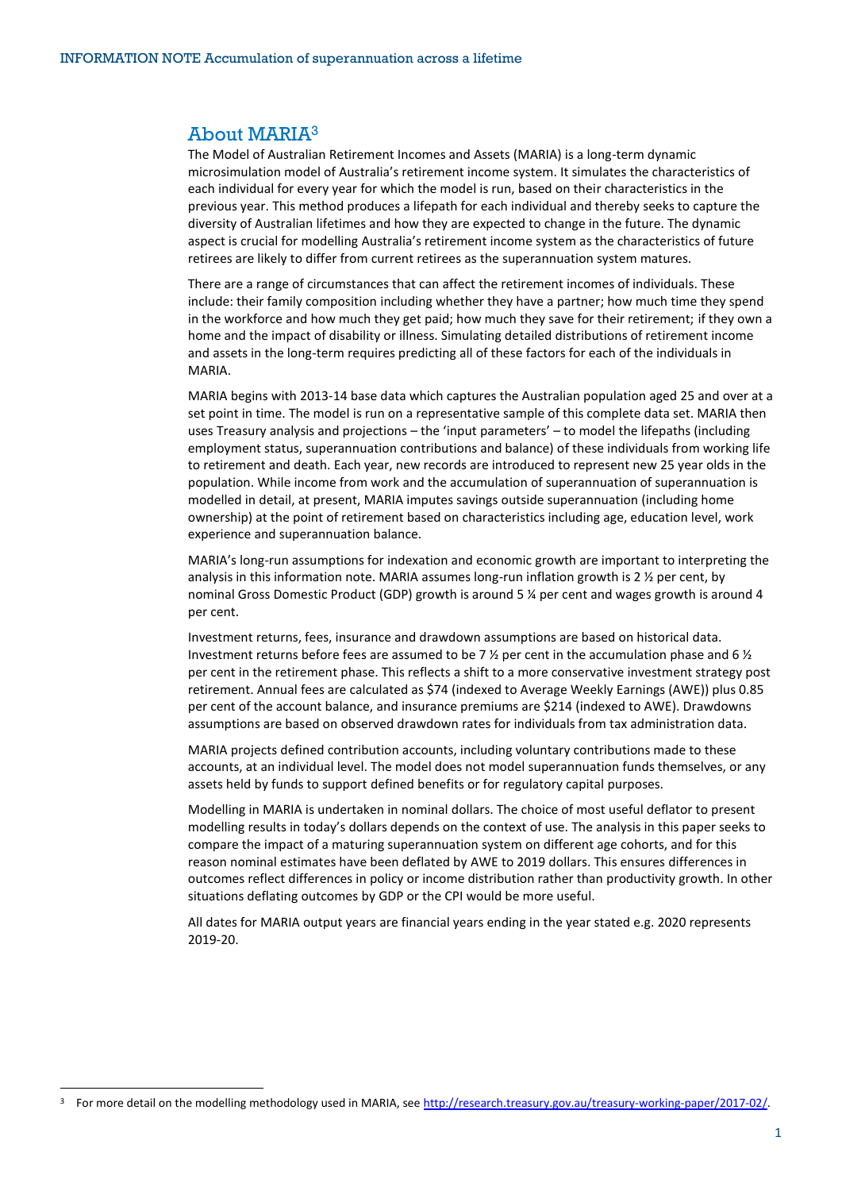## About MARIA[3]

The Model of Australian Retirement Incomes and Assets (MARIA) is a long-term dynamic microsimulation model of Australia's retirement income system. It simulates the characteristics of each individual for every year for which the model is run, based on their characteristics in the previous year. This method produces a lifepath for each individual and thereby seeks to capture the diversity of Australian lifetimes and how they are expected to change in the future. The dynamic aspect is crucial for modelling Australia's retirement income system as the characteristics of future retirees are likely to differ from current retirees as the superannuation system matures.

There are a range of circumstances that can affect the retirement incomes of individuals. These include: their family composition including whether they have a partner; how much time they spend in the workforce and how much they get paid; how much they save for their retirement; if they own a home and the impact of disability or illness. Simulating detailed distributions of retirement income and assets in the long-term requires predicting all of these factors for each of the individuals in MARIA.

MARIA begins with 2013-14 base data which captures the Australian population aged 25 and over at a set point in time. The model is run on a representative sample of this complete data set. MARIA then uses Treasury analysis and projections – the 'input parameters' – to model the lifepaths (including employment status, superannuation contributions and balance) of these individuals from working life to retirement and death. Each year, new records are introduced to represent new 25 year olds in the population. While income from work and the accumulation of superannuation of superannuation is modelled in detail, at present, MARIA imputes savings outside superannuation (including home ownership) at the point of retirement based on characteristics including age, education level, work experience and superannuation balance.

MARIA's long-run assumptions for indexation and economic growth are important to interpreting the analysis in this information note. MARIA assumes long-run inflation growth is 2 ½ per cent, by nominal Gross Domestic Product (GDP) growth is around 5 ¼ per cent and wages growth is around 4 per cent.

Investment returns, fees, insurance and drawdown assumptions are based on historical data. Investment returns before fees are assumed to be 7 ½ per cent in the accumulation phase and 6 ½ per cent in the retirement phase. This reflects a shift to a more conservative investment strategy post retirement. Annual fees are calculated as $74 (indexed to Average Weekly Earnings (AWE)) plus 0.85 per cent of the account balance, and insurance premiums are $214 (indexed to AWE). Drawdowns assumptions are based on observed drawdown rates for individuals from tax administration data.

MARIA projects defined contribution accounts, including voluntary contributions made to these accounts, at an individual level. The model does not model superannuation funds themselves, or any assets held by funds to support defined benefits or for regulatory capital purposes.

Modelling in MARIA is undertaken in nominal dollars. The choice of most useful deflator to present modelling results in today's dollars depends on the context of use. The analysis in this paper seeks to compare the impact of a maturing superannuation system on different age cohorts, and for this reason nominal estimates have been deflated by AWE to 2019 dollars. This ensures differences in outcomes reflect differences in policy or income distribution rather than productivity growth. In other situations deflating outcomes by GDP or the CPI would be more useful.

All dates for MARIA output years are financial years ending in the year stated e.g. 2020 represents 2019-20.

[3] For more detail on the modelling methodology used in MARIA, see http://research.treasury.gov.au/treasury-working-paper/2017-02/.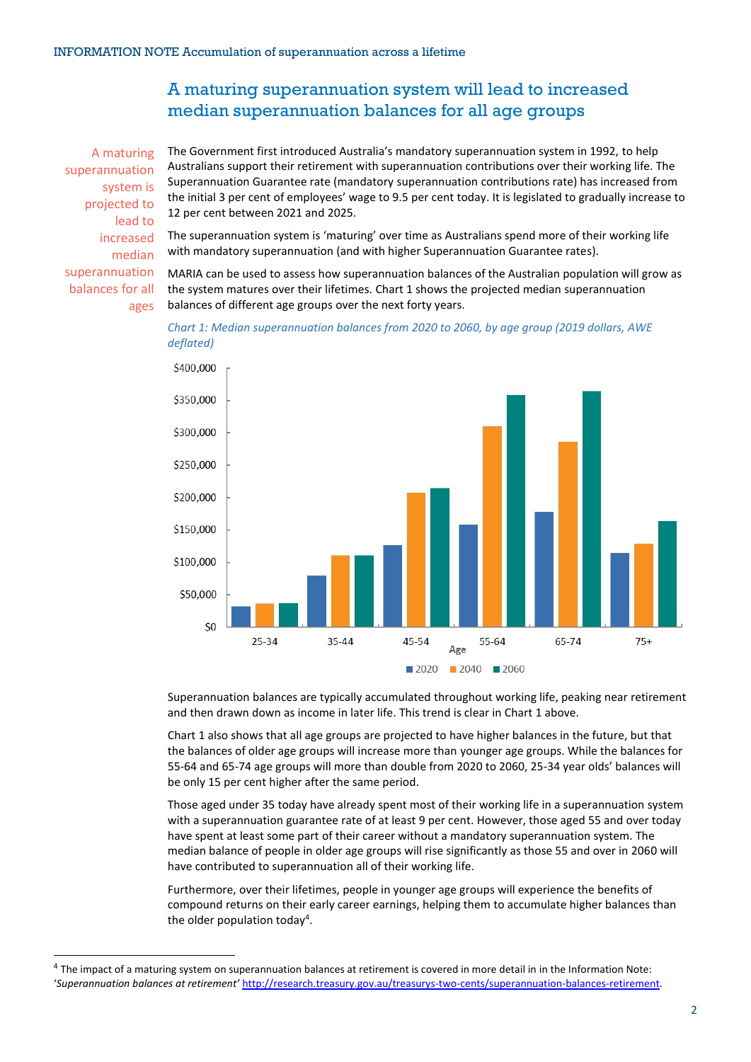## A maturing superannuation system will lead to increased median superannuation balances for all age groups

A maturing superannuation system is projected to lead to increased median superannuation balances for all ages

The Government first introduced Australia's mandatory superannuation system in 1992, to help Australians support their retirement with superannuation contributions over their working life. The Superannuation Guarantee rate (mandatory superannuation contributions rate) has increased from the initial 3 per cent of employees' wage to 9.5 per cent today. It is legislated to gradually increase to 12 per cent between 2021 and 2025.

The superannuation system is 'maturing' over time as Australians spend more of their working life with mandatory superannuation (and with higher Superannuation Guarantee rates).

MARIA can be used to assess how superannuation balances of the Australian population will grow as the system matures over their lifetimes. Chart 1 shows the projected median superannuation balances of different age groups over the next forty years.

*Chart 1: Median superannuation balances from 2020 to 2060, by age group (2019 dollars, AWE deflated)*

Superannuation balances are typically accumulated throughout working life, peaking near retirement and then drawn down as income in later life. This trend is clear in Chart 1 above.

Chart 1 also shows that all age groups are projected to have higher balances in the future, but that the balances of older age groups will increase more than younger age groups. While the balances for 55-64 and 65-74 age groups will more than double from 2020 to 2060, 25-34 year olds' balances will be only 15 per cent higher after the same period.

Those aged under 35 today have already spent most of their working life in a superannuation system with a superannuation guarantee rate of at least 9 per cent. However, those aged 55 and over today have spent at least some part of their career without a mandatory superannuation system. The median balance of people in older age groups will rise significantly as those 55 and over in 2060 will have contributed to superannuation all of their working life.

Furthermore, over their lifetimes, people in younger age groups will experience the benefits of compound returns on their early career earnings, helping them to accumulate higher balances than the older population today[4].

---

[4] The impact of a maturing system on superannuation balances at retirement is covered in more detail in in the Information Note: '*Superannuation balances at retirement*' http://research.treasury.gov.au/treasurys-two-cents/superannuation-balances-retirement.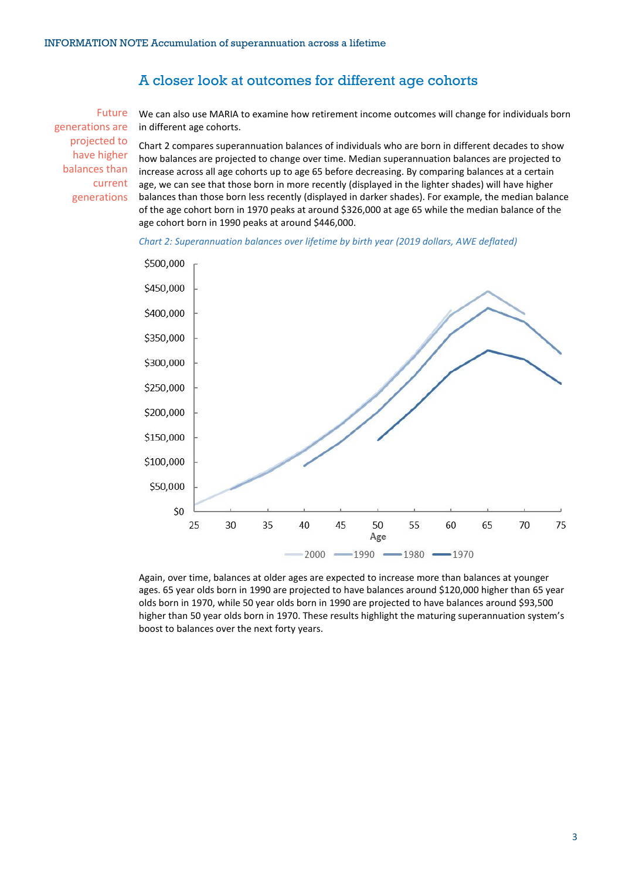## A closer look at outcomes for different age cohorts

Future generations are projected to have higher balances than current generations

We can also use MARIA to examine how retirement income outcomes will change for individuals born in different age cohorts.

Chart 2 compares superannuation balances of individuals who are born in different decades to show how balances are projected to change over time. Median superannuation balances are projected to increase across all age cohorts up to age 65 before decreasing. By comparing balances at a certain age, we can see that those born in more recently (displayed in the lighter shades) will have higher balances than those born less recently (displayed in darker shades). For example, the median balance of the age cohort born in 1970 peaks at around $326,000 at age 65 while the median balance of the age cohort born in 1990 peaks at around $446,000.

*Chart 2: Superannuation balances over lifetime by birth year (2019 dollars, AWE deflated)*

Again, over time, balances at older ages are expected to increase more than balances at younger ages. 65 year olds born in 1990 are projected to have balances around $120,000 higher than 65 year olds born in 1970, while 50 year olds born in 1990 are projected to have balances around $93,500 higher than 50 year olds born in 1970. These results highlight the maturing superannuation system's boost to balances over the next forty years.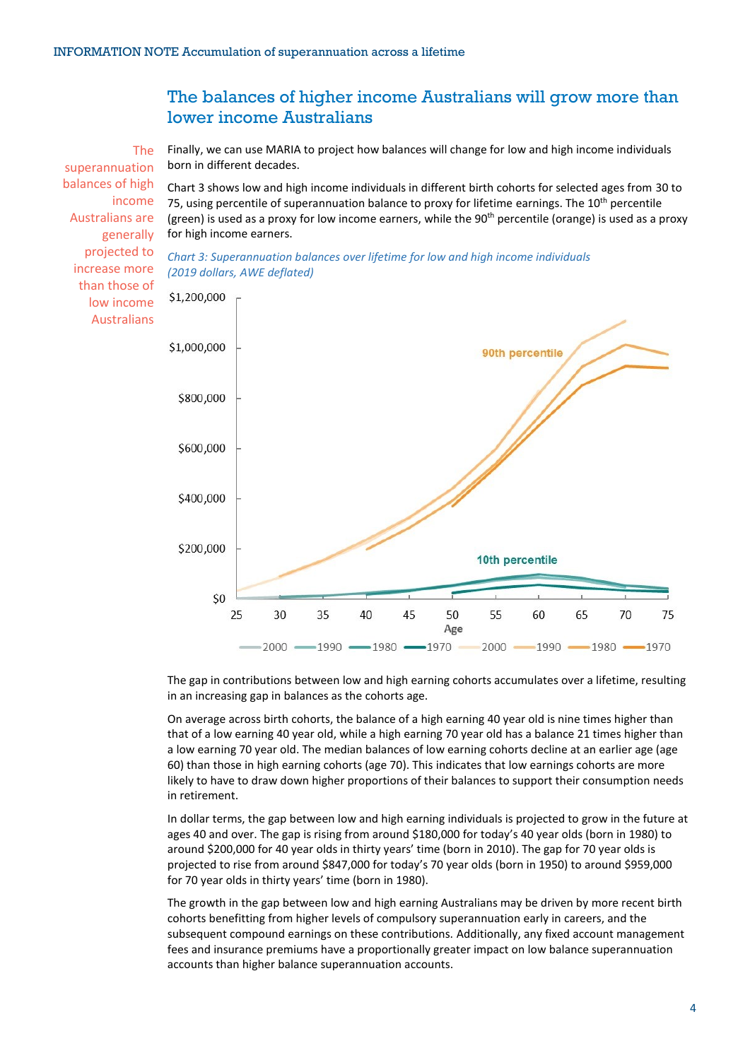## The balances of higher income Australians will grow more than lower income Australians

The superannuation balances of high income Australians are generally projected to increase more than those of low income Australians

Finally, we can use MARIA to project how balances will change for low and high income individuals born in different decades.

Chart 3 shows low and high income individuals in different birth cohorts for selected ages from 30 to 75, using percentile of superannuation balance to proxy for lifetime earnings. The 10th percentile (green) is used as a proxy for low income earners, while the 90th percentile (orange) is used as a proxy for high income earners.

*Chart 3: Superannuation balances over lifetime for low and high income individuals (2019 dollars, AWE deflated)*

The gap in contributions between low and high earning cohorts accumulates over a lifetime, resulting in an increasing gap in balances as the cohorts age.

On average across birth cohorts, the balance of a high earning 40 year old is nine times higher than that of a low earning 40 year old, while a high earning 70 year old has a balance 21 times higher than a low earning 70 year old. The median balances of low earning cohorts decline at an earlier age (age 60) than those in high earning cohorts (age 70). This indicates that low earnings cohorts are more likely to have to draw down higher proportions of their balances to support their consumption needs in retirement.

In dollar terms, the gap between low and high earning individuals is projected to grow in the future at ages 40 and over. The gap is rising from around $180,000 for today's 40 year olds (born in 1980) to around $200,000 for 40 year olds in thirty years' time (born in 2010). The gap for 70 year olds is projected to rise from around $847,000 for today's 70 year olds (born in 1950) to around $959,000 for 70 year olds in thirty years' time (born in 1980).

The growth in the gap between low and high earning Australians may be driven by more recent birth cohorts benefitting from higher levels of compulsory superannuation early in careers, and the subsequent compound earnings on these contributions. Additionally, any fixed account management fees and insurance premiums have a proportionally greater impact on low balance superannuation accounts than higher balance superannuation accounts.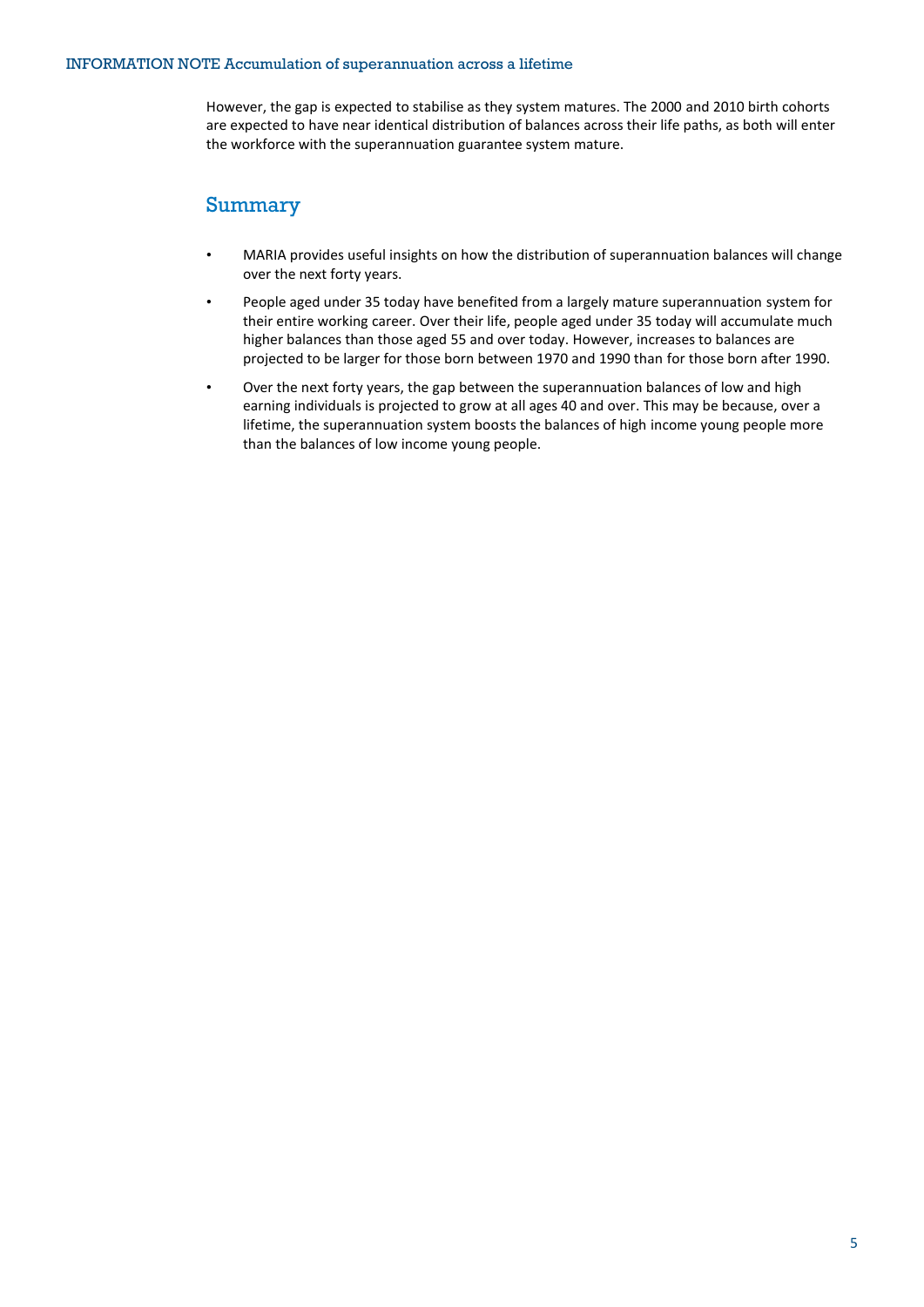However, the gap is expected to stabilise as they system matures. The 2000 and 2010 birth cohorts are expected to have near identical distribution of balances across their life paths, as both will enter the workforce with the superannuation guarantee system mature.

## Summary

- MARIA provides useful insights on how the distribution of superannuation balances will change over the next forty years.
- People aged under 35 today have benefited from a largely mature superannuation system for their entire working career. Over their life, people aged under 35 today will accumulate much higher balances than those aged 55 and over today. However, increases to balances are projected to be larger for those born between 1970 and 1990 than for those born after 1990.
- Over the next forty years, the gap between the superannuation balances of low and high earning individuals is projected to grow at all ages 40 and over. This may be because, over a lifetime, the superannuation system boosts the balances of high income young people more than the balances of low income young people.